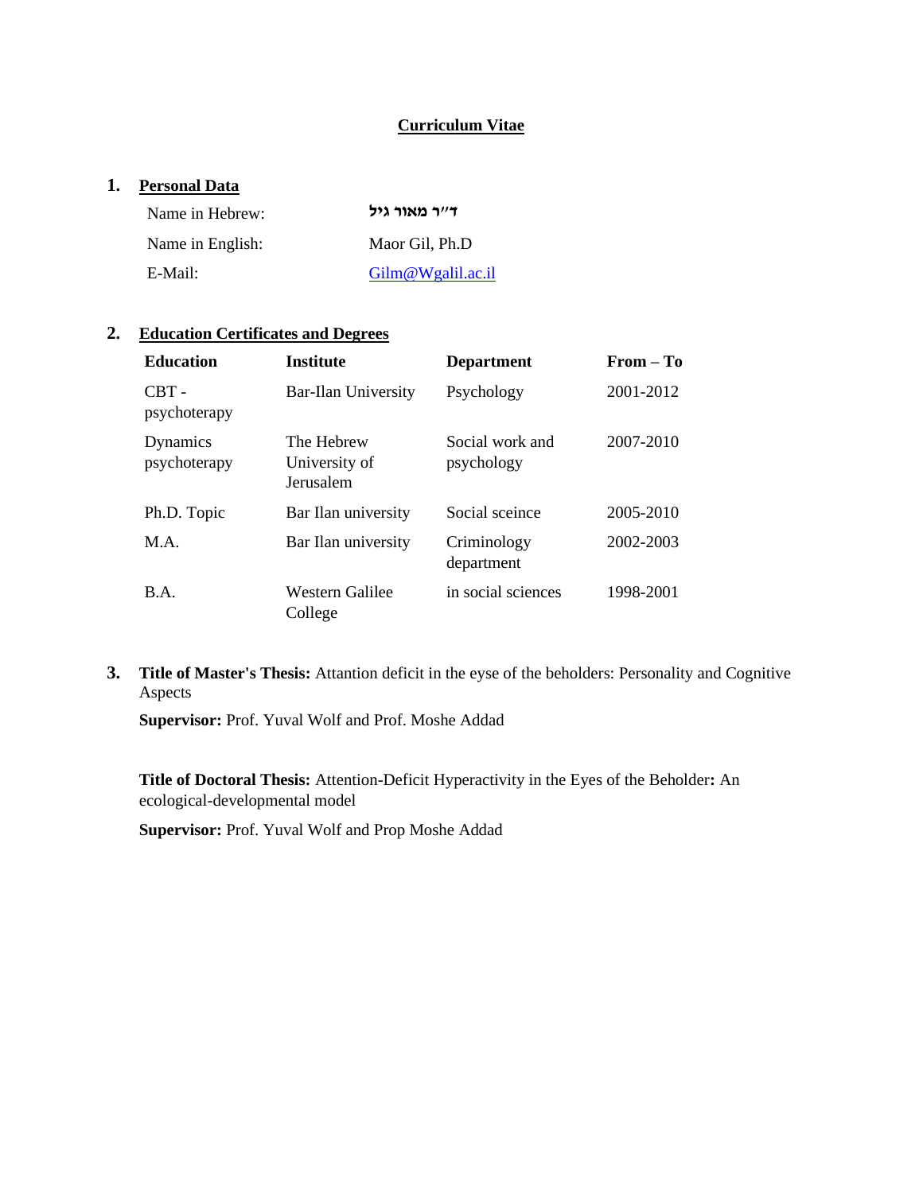# Curriculum Vitae

## 1. Personal Data

| | |
|---|---|
| Name in Hebrew: | **ד"ר מאור גיל** |
| Name in English: | Maor Gil, Ph.D |
| E-Mail: | Gilm@Wgalil.ac.il |

## 2. Education Certificates and Degrees

| Education | Institute | Department | From – To |
|---|---|---|---|
| CBT - psychoterapy | Bar-Ilan University | Psychology | 2001-2012 |
| Dynamics psychoterapy | The Hebrew University of Jerusalem | Social work and psychology | 2007-2010 |
| Ph.D. Topic | Bar Ilan university | Social sceince | 2005-2010 |
| M.A. | Bar Ilan university | Criminology department | 2002-2003 |
| B.A. | Western Galilee College | in social sciences | 1998-2001 |

## 3. **Title of Master's Thesis:** Attantion deficit in the eyse of the beholders: Personality and Cognitive Aspects

**Supervisor:** Prof. Yuval Wolf and Prof. Moshe Addad

**Title of Doctoral Thesis:** Attention-Deficit Hyperactivity in the Eyes of the Beholder**:** An ecological-developmental model

**Supervisor:** Prof. Yuval Wolf and Prop Moshe Addad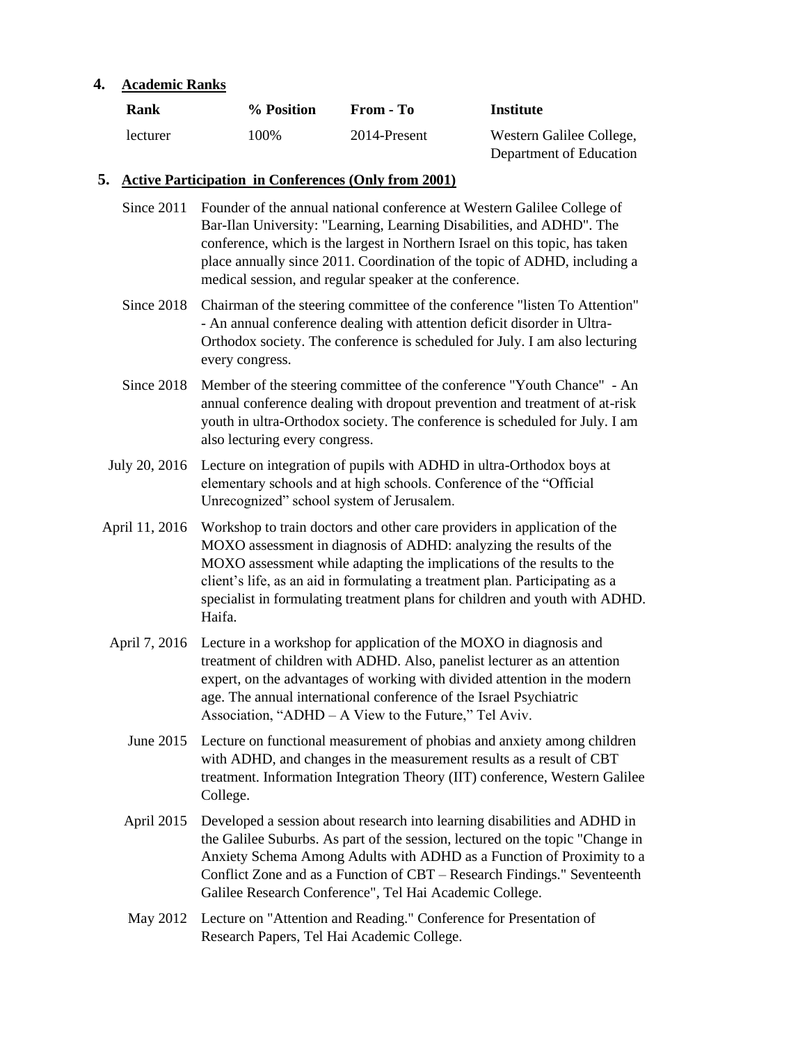## 4. Academic Ranks

| Rank | % Position | From - To | Institute |
|---|---|---|---|
| lecturer | 100% | 2014-Present | Western Galilee College, Department of Education |

## 5. Active Participation in Conferences (Only from 2001)

| | |
|---|---|
| Since 2011 | Founder of the annual national conference at Western Galilee College of Bar-Ilan University: "Learning, Learning Disabilities, and ADHD". The conference, which is the largest in Northern Israel on this topic, has taken place annually since 2011. Coordination of the topic of ADHD, including a medical session, and regular speaker at the conference. |
| Since 2018 | Chairman of the steering committee of the conference "listen To Attention" - An annual conference dealing with attention deficit disorder in Ultra-Orthodox society. The conference is scheduled for July. I am also lecturing every congress. |
| Since 2018 | Member of the steering committee of the conference "Youth Chance" - An annual conference dealing with dropout prevention and treatment of at-risk youth in ultra-Orthodox society. The conference is scheduled for July. I am also lecturing every congress. |
| July 20, 2016 | Lecture on integration of pupils with ADHD in ultra-Orthodox boys at elementary schools and at high schools. Conference of the "Official Unrecognized" school system of Jerusalem. |
| April 11, 2016 | Workshop to train doctors and other care providers in application of the MOXO assessment in diagnosis of ADHD: analyzing the results of the MOXO assessment while adapting the implications of the results to the client's life, as an aid in formulating a treatment plan. Participating as a specialist in formulating treatment plans for children and youth with ADHD. Haifa. |
| April 7, 2016 | Lecture in a workshop for application of the MOXO in diagnosis and treatment of children with ADHD. Also, panelist lecturer as an attention expert, on the advantages of working with divided attention in the modern age. The annual international conference of the Israel Psychiatric Association, "ADHD – A View to the Future," Tel Aviv. |
| June 2015 | Lecture on functional measurement of phobias and anxiety among children with ADHD, and changes in the measurement results as a result of CBT treatment. Information Integration Theory (IIT) conference, Western Galilee College. |
| April 2015 | Developed a session about research into learning disabilities and ADHD in the Galilee Suburbs. As part of the session, lectured on the topic "Change in Anxiety Schema Among Adults with ADHD as a Function of Proximity to a Conflict Zone and as a Function of CBT – Research Findings." Seventeenth Galilee Research Conference", Tel Hai Academic College. |
| May 2012 | Lecture on "Attention and Reading." Conference for Presentation of Research Papers, Tel Hai Academic College. |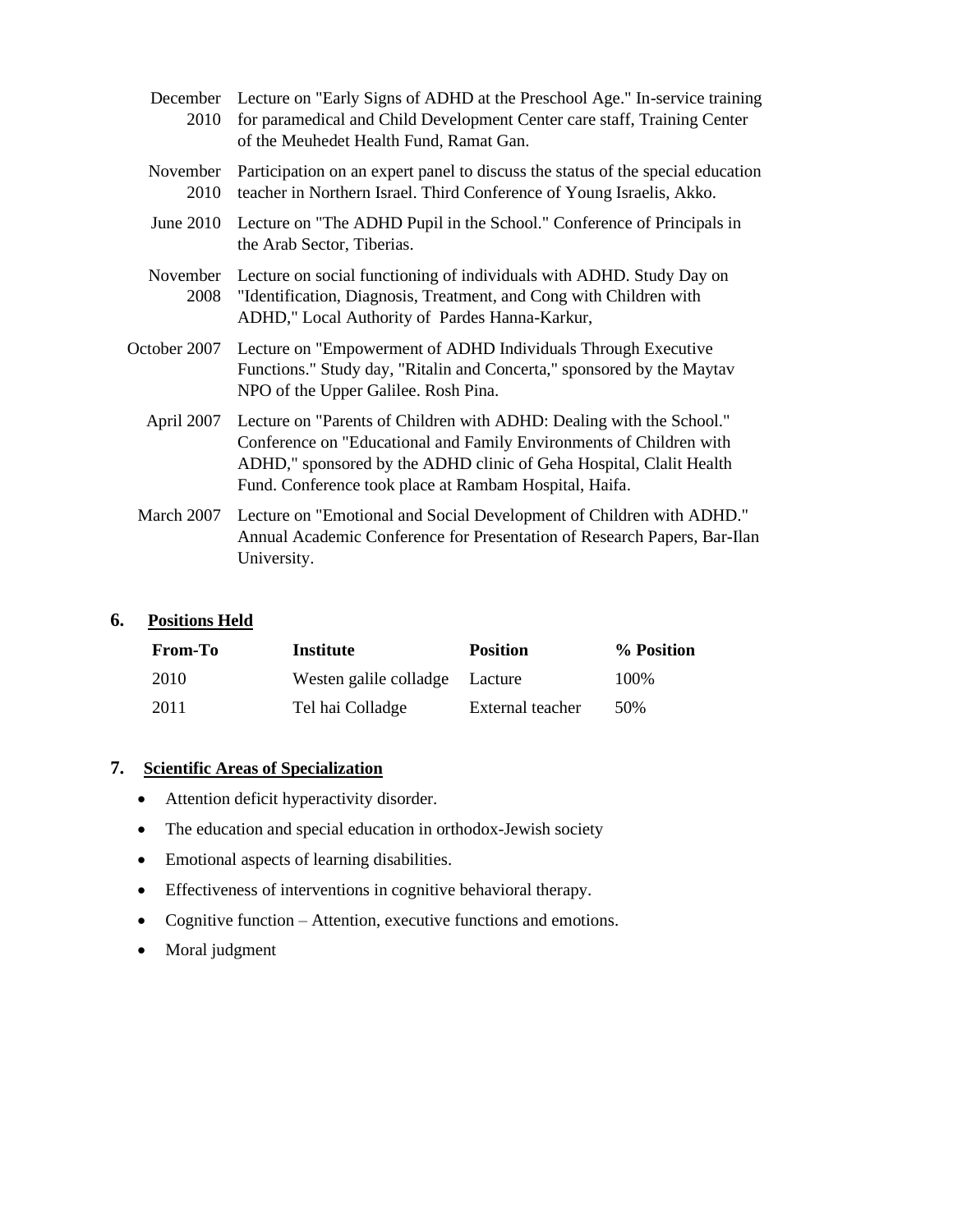| | |
|---|---|
| December 2010 | Lecture on "Early Signs of ADHD at the Preschool Age." In-service training for paramedical and Child Development Center care staff, Training Center of the Meuhedet Health Fund, Ramat Gan. |
| November 2010 | Participation on an expert panel to discuss the status of the special education teacher in Northern Israel. Third Conference of Young Israelis, Akko. |
| June 2010 | Lecture on "The ADHD Pupil in the School." Conference of Principals in the Arab Sector, Tiberias. |
| November 2008 | Lecture on social functioning of individuals with ADHD. Study Day on "Identification, Diagnosis, Treatment, and Cong with Children with ADHD," Local Authority of Pardes Hanna-Karkur, |
| October 2007 | Lecture on "Empowerment of ADHD Individuals Through Executive Functions." Study day, "Ritalin and Concerta," sponsored by the Maytav NPO of the Upper Galilee. Rosh Pina. |
| April 2007 | Lecture on "Parents of Children with ADHD: Dealing with the School." Conference on "Educational and Family Environments of Children with ADHD," sponsored by the ADHD clinic of Geha Hospital, Clalit Health Fund. Conference took place at Rambam Hospital, Haifa. |
| March 2007 | Lecture on "Emotional and Social Development of Children with ADHD." Annual Academic Conference for Presentation of Research Papers, Bar-Ilan University. |

## 6. Positions Held

| From-To | Institute | Position | % Position |
|---|---|---|---|
| 2010 | Westen galile colladge | Lacture | 100% |
| 2011 | Tel hai Colladge | External teacher | 50% |

## 7. Scientific Areas of Specialization

- Attention deficit hyperactivity disorder.
- The education and special education in orthodox-Jewish society
- Emotional aspects of learning disabilities.
- Effectiveness of interventions in cognitive behavioral therapy.
- Cognitive function – Attention, executive functions and emotions.
- Moral judgment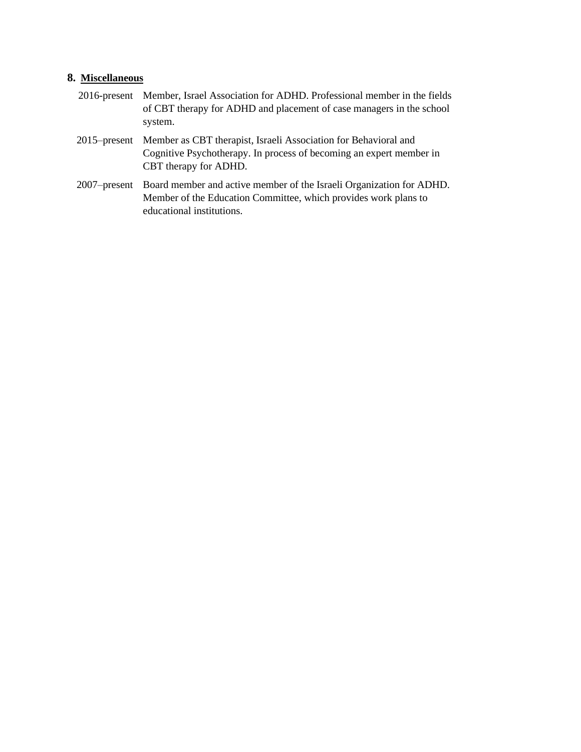## 8. Miscellaneous

| | |
|---|---|
| 2016-present | Member, Israel Association for ADHD. Professional member in the fields of CBT therapy for ADHD and placement of case managers in the school system. |
| 2015–present | Member as CBT therapist, Israeli Association for Behavioral and Cognitive Psychotherapy. In process of becoming an expert member in CBT therapy for ADHD. |
| 2007–present | Board member and active member of the Israeli Organization for ADHD. Member of the Education Committee, which provides work plans to educational institutions. |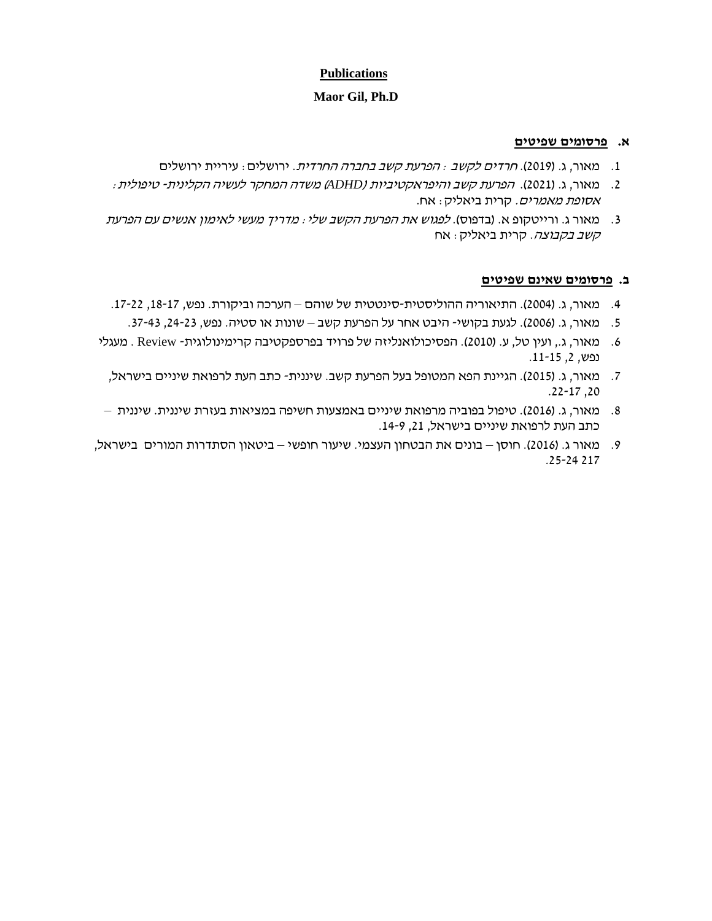**Publications**

**Maor Gil, Ph.D**

## א. פרסומים שפיטים

1. מאור, ג. (2019). *חרדים לקשב : הפרעת קשב בחברה החרדית*. ירושלים : עיריית ירושלים
2. מאור, ג. (2021). *הפרעת קשב והיפראקטיביות (ADHD) משדה המחקר לעשיה הקלינית- טיפולית : אסופת מאמרים*. קרית ביאליק : אח.
3. מאור ג. ורייטקופ א. (בדפוס). *לפגוש את הפרעת הקשב שלי : מדריך מעשי לאימון אנשים עם הפרעת קשב בקבוצה*. קרית ביאליק : אח

## ב. פרסומים שאינם שפיטים

4. מאור, ג. (2004). התיאוריה ההוליסטית-סינטטית של שוהם – הערכה וביקורת. נפש, 17-18, 17-22.
5. מאור, ג. (2006). לגעת בקושי- היבט אחר על הפרעת קשב – שונות או סטיה. נפש, 23-24, 37-43.
6. מאור, ג., ועין טל, ע. (2010). הפסיכולואנליזה של פרויד בפרספקטיבה קרימינולוגית- Review . מעגלי נפש, 2, 11-15.
7. מאור, ג. (2015). הגיינת הפא המטופל בעל הפרעת קשב. שיננית- כתב העת לרפואת שיניים בישראל, 20, 17-22.
8. מאור, ג. (2016). טיפול בפוביה מרפואת שיניים באמצעות חשיפה במציאות בעזרת שיננית. שיננית – כתב העת לרפואת שיניים בישראל, 21, 9-14.
9. מאור ג. (2016). חוסן – בונים את הבטחון העצמי. שיעור חופשי – ביטאון הסתדרות המורים בישראל, 217 24-25.